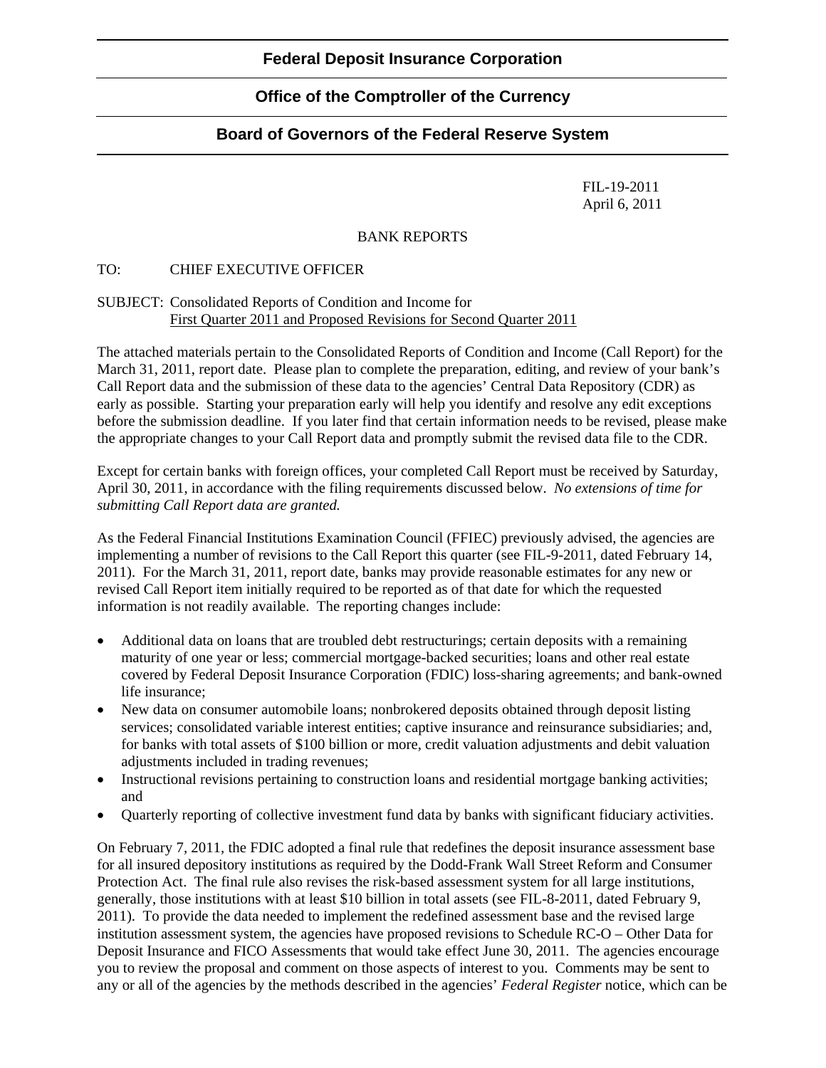**Federal Deposit Insurance Corporation**

**Office of the Comptroller of the Currency**

**Board of Governors of the Federal Reserve System**

FIL-19-2011
April 6, 2011

BANK REPORTS

TO: CHIEF EXECUTIVE OFFICER

SUBJECT: Consolidated Reports of Condition and Income for First Quarter 2011 and Proposed Revisions for Second Quarter 2011

The attached materials pertain to the Consolidated Reports of Condition and Income (Call Report) for the March 31, 2011, report date. Please plan to complete the preparation, editing, and review of your bank's Call Report data and the submission of these data to the agencies' Central Data Repository (CDR) as early as possible. Starting your preparation early will help you identify and resolve any edit exceptions before the submission deadline. If you later find that certain information needs to be revised, please make the appropriate changes to your Call Report data and promptly submit the revised data file to the CDR.

Except for certain banks with foreign offices, your completed Call Report must be received by Saturday, April 30, 2011, in accordance with the filing requirements discussed below. *No extensions of time for submitting Call Report data are granted.*

As the Federal Financial Institutions Examination Council (FFIEC) previously advised, the agencies are implementing a number of revisions to the Call Report this quarter (see FIL-9-2011, dated February 14, 2011). For the March 31, 2011, report date, banks may provide reasonable estimates for any new or revised Call Report item initially required to be reported as of that date for which the requested information is not readily available. The reporting changes include:

- Additional data on loans that are troubled debt restructurings; certain deposits with a remaining maturity of one year or less; commercial mortgage-backed securities; loans and other real estate covered by Federal Deposit Insurance Corporation (FDIC) loss-sharing agreements; and bank-owned life insurance;
- New data on consumer automobile loans; nonbrokered deposits obtained through deposit listing services; consolidated variable interest entities; captive insurance and reinsurance subsidiaries; and, for banks with total assets of $100 billion or more, credit valuation adjustments and debit valuation adjustments included in trading revenues;
- Instructional revisions pertaining to construction loans and residential mortgage banking activities; and
- Quarterly reporting of collective investment fund data by banks with significant fiduciary activities.

On February 7, 2011, the FDIC adopted a final rule that redefines the deposit insurance assessment base for all insured depository institutions as required by the Dodd-Frank Wall Street Reform and Consumer Protection Act. The final rule also revises the risk-based assessment system for all large institutions, generally, those institutions with at least $10 billion in total assets (see FIL-8-2011, dated February 9, 2011). To provide the data needed to implement the redefined assessment base and the revised large institution assessment system, the agencies have proposed revisions to Schedule RC-O – Other Data for Deposit Insurance and FICO Assessments that would take effect June 30, 2011. The agencies encourage you to review the proposal and comment on those aspects of interest to you. Comments may be sent to any or all of the agencies by the methods described in the agencies' *Federal Register* notice, which can be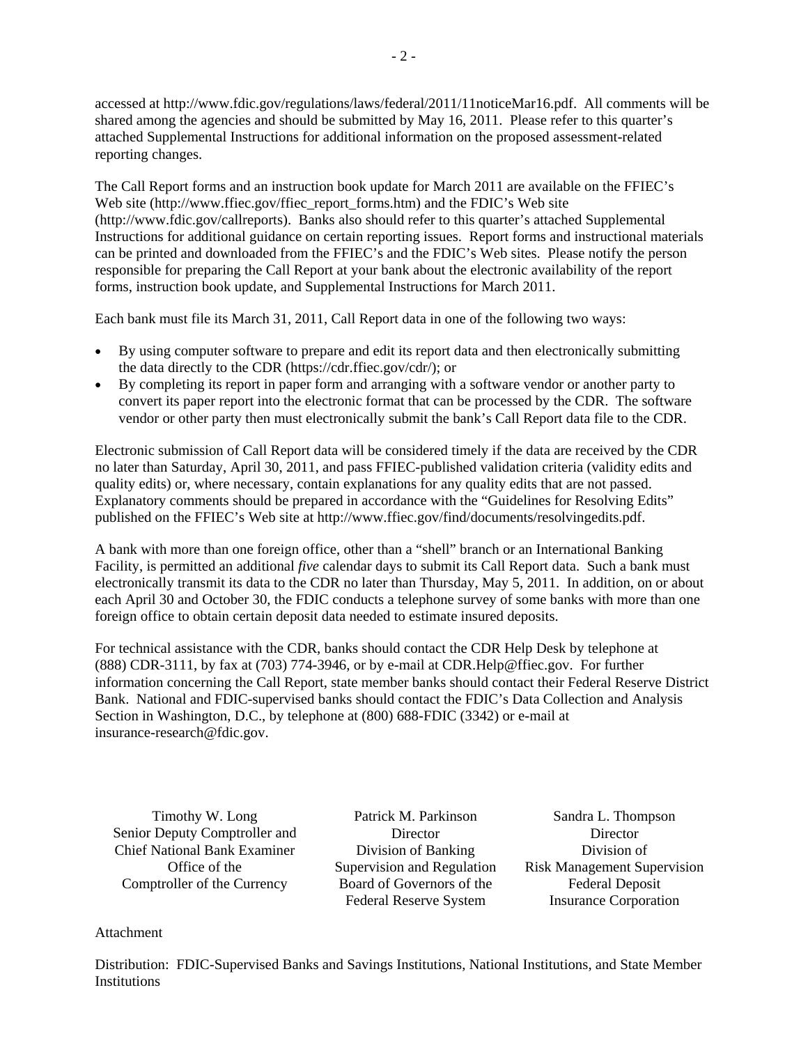accessed at http://www.fdic.gov/regulations/laws/federal/2011/11noticeMar16.pdf. All comments will be shared among the agencies and should be submitted by May 16, 2011. Please refer to this quarter's attached Supplemental Instructions for additional information on the proposed assessment-related reporting changes.

The Call Report forms and an instruction book update for March 2011 are available on the FFIEC's Web site (http://www.ffiec.gov/ffiec_report_forms.htm) and the FDIC's Web site (http://www.fdic.gov/callreports). Banks also should refer to this quarter's attached Supplemental Instructions for additional guidance on certain reporting issues. Report forms and instructional materials can be printed and downloaded from the FFIEC's and the FDIC's Web sites. Please notify the person responsible for preparing the Call Report at your bank about the electronic availability of the report forms, instruction book update, and Supplemental Instructions for March 2011.

Each bank must file its March 31, 2011, Call Report data in one of the following two ways:

- By using computer software to prepare and edit its report data and then electronically submitting the data directly to the CDR (https://cdr.ffiec.gov/cdr/); or
- By completing its report in paper form and arranging with a software vendor or another party to convert its paper report into the electronic format that can be processed by the CDR. The software vendor or other party then must electronically submit the bank's Call Report data file to the CDR.

Electronic submission of Call Report data will be considered timely if the data are received by the CDR no later than Saturday, April 30, 2011, and pass FFIEC-published validation criteria (validity edits and quality edits) or, where necessary, contain explanations for any quality edits that are not passed. Explanatory comments should be prepared in accordance with the "Guidelines for Resolving Edits" published on the FFIEC's Web site at http://www.ffiec.gov/find/documents/resolvingedits.pdf.

A bank with more than one foreign office, other than a "shell" branch or an International Banking Facility, is permitted an additional *five* calendar days to submit its Call Report data. Such a bank must electronically transmit its data to the CDR no later than Thursday, May 5, 2011. In addition, on or about each April 30 and October 30, the FDIC conducts a telephone survey of some banks with more than one foreign office to obtain certain deposit data needed to estimate insured deposits.

For technical assistance with the CDR, banks should contact the CDR Help Desk by telephone at (888) CDR-3111, by fax at (703) 774-3946, or by e-mail at CDR.Help@ffiec.gov. For further information concerning the Call Report, state member banks should contact their Federal Reserve District Bank. National and FDIC-supervised banks should contact the FDIC's Data Collection and Analysis Section in Washington, D.C., by telephone at (800) 688-FDIC (3342) or e-mail at insurance-research@fdic.gov.

Timothy W. Long
Senior Deputy Comptroller and
Chief National Bank Examiner
Office of the
Comptroller of the Currency

Patrick M. Parkinson
Director
Division of Banking
Supervision and Regulation
Board of Governors of the
Federal Reserve System

Sandra L. Thompson
Director
Division of
Risk Management Supervision
Federal Deposit
Insurance Corporation

Attachment

Distribution: FDIC-Supervised Banks and Savings Institutions, National Institutions, and State Member Institutions